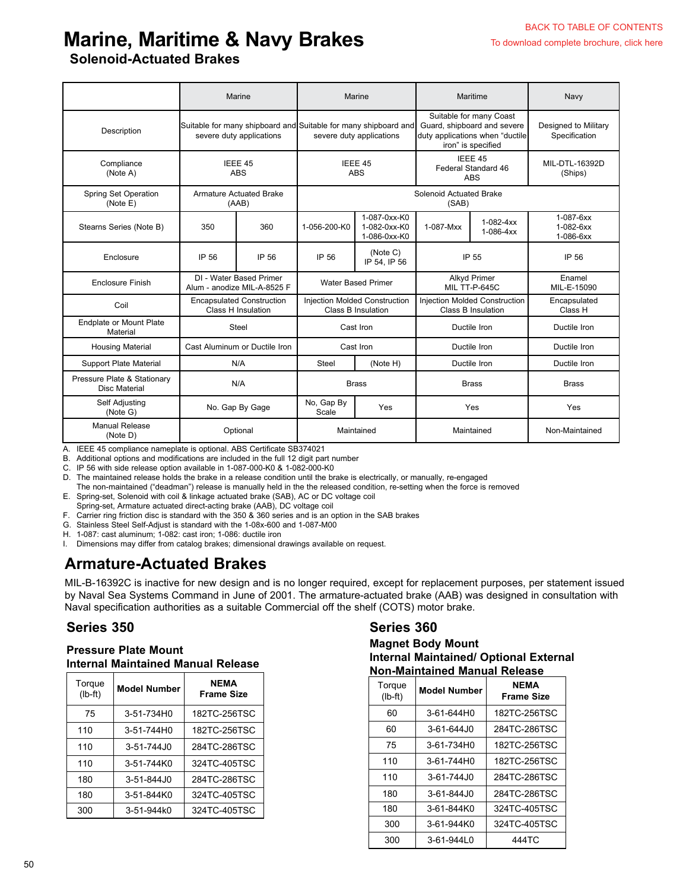BACK TO TABLE OF CONTENTS

To download complete brochure, click here

# Marine, Maritime & Navy Brakes

## Solenoid-Actuated Brakes

| | Marine | | Marine | | Maritime | | Navy |
|---|---|---|---|---|---|---|---|
| Description | Suitable for many shipboard and severe duty applications | | Suitable for many shipboard and severe duty applications | | Suitable for many Coast Guard, shipboard and severe duty applications when "ductile iron" is specified | | Designed to Military Specification |
| Compliance (Note A) | IEEE 45 ABS | | IEEE 45 ABS | | IEEE 45 Federal Standard 46 ABS | | MIL-DTL-16392D (Ships) |
| Spring Set Operation (Note E) | Armature Actuated Brake (AAB) | | Solenoid Actuated Brake (SAB) | | | | |
| Stearns Series (Note B) | 350 | 360 | 1-056-200-K0 | 1-087-0xx-K0 1-082-0xx-K0 1-086-0xx-K0 | 1-087-Mxx | 1-082-4xx 1-086-4xx | 1-087-6xx 1-082-6xx 1-086-6xx |
| Enclosure | IP 56 | IP 56 | IP 56 | (Note C) IP 54, IP 56 | IP 55 | | IP 56 |
| Enclosure Finish | DI - Water Based Primer Alum - anodize MIL-A-8525 F | | Water Based Primer | | Alkyd Primer MIL TT-P-645C | | Enamel MIL-E-15090 |
| Coil | Encapsulated Construction Class H Insulation | | Injection Molded Construction Class B Insulation | | Injection Molded Construction Class B Insulation | | Encapsulated Class H |
| Endplate or Mount Plate Material | Steel | | Cast Iron | | Ductile Iron | | Ductile Iron |
| Housing Material | Cast Aluminum or Ductile Iron | | Cast Iron | | Ductile Iron | | Ductile Iron |
| Support Plate Material | N/A | | Steel | (Note H) | Ductile Iron | | Ductile Iron |
| Pressure Plate & Stationary Disc Material | N/A | | Brass | | Brass | | Brass |
| Self Adjusting (Note G) | No. Gap By Gage | | No, Gap By Scale | Yes | Yes | | Yes |
| Manual Release (Note D) | Optional | | Maintained | | Maintained | | Non-Maintained |

A. IEEE 45 compliance nameplate is optional. ABS Certificate SB374021
B. Additional options and modifications are included in the full 12 digit part number
C. IP 56 with side release option available in 1-087-000-K0 & 1-082-000-K0
D. The maintained release holds the brake in a release condition until the brake is electrically, or manually, re-engaged
   The non-maintained ("deadman") release is manually held in the the released condition, re-setting when the force is removed
E. Spring-set, Solenoid with coil & linkage actuated brake (SAB), AC or DC voltage coil
   Spring-set, Armature actuated direct-acting brake (AAB), DC voltage coil
F. Carrier ring friction disc is standard with the 350 & 360 series and is an option in the SAB brakes
G. Stainless Steel Self-Adjust is standard with the 1-08x-600 and 1-087-M00
H. 1-087: cast aluminum; 1-082: cast iron; 1-086: ductile iron
I. Dimensions may differ from catalog brakes; dimensional drawings available on request.

## Armature-Actuated Brakes

MIL-B-16392C is inactive for new design and is no longer required, except for replacement purposes, per statement issued by Naval Sea Systems Command in June of 2001. The armature-actuated brake (AAB) was designed in consultation with Naval specification authorities as a suitable Commercial off the shelf (COTS) motor brake.

### Series 350

**Pressure Plate Mount**
**Internal Maintained Manual Release**

| Torque (lb-ft) | Model Number | NEMA Frame Size |
|---|---|---|
| 75 | 3-51-734H0 | 182TC-256TSC |
| 110 | 3-51-744H0 | 182TC-256TSC |
| 110 | 3-51-744J0 | 284TC-286TSC |
| 110 | 3-51-744K0 | 324TC-405TSC |
| 180 | 3-51-844J0 | 284TC-286TSC |
| 180 | 3-51-844K0 | 324TC-405TSC |
| 300 | 3-51-944k0 | 324TC-405TSC |

### Series 360

**Magnet Body Mount**
**Internal Maintained/ Optional External Non-Maintained Manual Release**

| Torque (lb-ft) | Model Number | NEMA Frame Size |
|---|---|---|
| 60 | 3-61-644H0 | 182TC-256TSC |
| 60 | 3-61-644J0 | 284TC-286TSC |
| 75 | 3-61-734H0 | 182TC-256TSC |
| 110 | 3-61-744H0 | 182TC-256TSC |
| 110 | 3-61-744J0 | 284TC-286TSC |
| 180 | 3-61-844J0 | 284TC-286TSC |
| 180 | 3-61-844K0 | 324TC-405TSC |
| 300 | 3-61-944K0 | 324TC-405TSC |
| 300 | 3-61-944L0 | 444TC |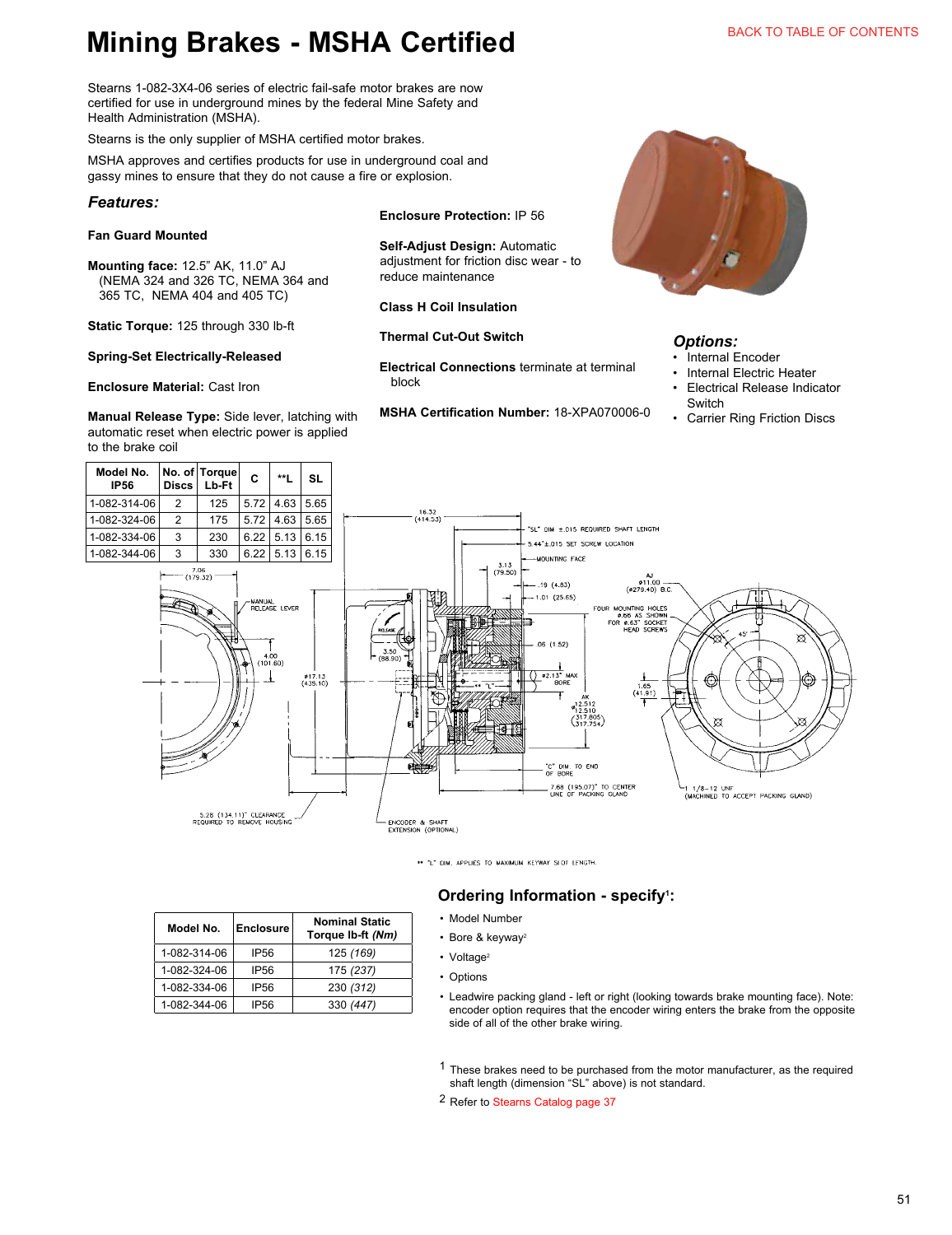# Mining Brakes - MSHA Certified

Stearns 1-082-3X4-06 series of electric fail-safe motor brakes are now certified for use in underground mines by the federal Mine Safety and Health Administration (MSHA).

Stearns is the only supplier of MSHA certified motor brakes.

MSHA approves and certifies products for use in underground coal and gassy mines to ensure that they do not cause a fire or explosion.

### *Features:*

**Fan Guard Mounted**

**Mounting face:** 12.5" AK, 11.0" AJ (NEMA 324 and 326 TC, NEMA 364 and 365 TC, NEMA 404 and 405 TC)

**Static Torque:** 125 through 330 lb-ft

**Spring-Set Electrically-Released**

**Enclosure Material:** Cast Iron

**Manual Release Type:** Side lever, latching with automatic reset when electric power is applied to the brake coil

**Enclosure Protection:** IP 56

**Self-Adjust Design:** Automatic adjustment for friction disc wear - to reduce maintenance

**Class H Coil Insulation**

**Thermal Cut-Out Switch**

**Electrical Connections** terminate at terminal block

**MSHA Certification Number:** 18-XPA070006-0

### *Options:*

- Internal Encoder
- Internal Electric Heater
- Electrical Release Indicator Switch
- Carrier Ring Friction Discs

| Model No. IP56 | No. of Discs | Torque Lb-Ft | C | **L | SL |
|---|---|---|---|---|---|
| 1-082-314-06 | 2 | 125 | 5.72 | 4.63 | 5.65 |
| 1-082-324-06 | 2 | 175 | 5.72 | 4.63 | 5.65 |
| 1-082-334-06 | 3 | 230 | 6.22 | 5.13 | 6.15 |
| 1-082-344-06 | 3 | 330 | 6.22 | 5.13 | 6.15 |

** "L" DIM. APPLIES TO MAXIMUM KEYWAY SLOT LENGTH.

| Model No. | Enclosure | Nominal Static Torque lb-ft *(Nm)* |
|---|---|---|
| 1-082-314-06 | IP56 | 125 *(169)* |
| 1-082-324-06 | IP56 | 175 *(237)* |
| 1-082-334-06 | IP56 | 230 *(312)* |
| 1-082-344-06 | IP56 | 330 *(447)* |

## Ordering Information - specify[1]:

- Model Number
- Bore & keyway[2]
- Voltage[2]
- Options
- Leadwire packing gland - left or right (looking towards brake mounting face). Note: encoder option requires that the encoder wiring enters the brake from the opposite side of all of the other brake wiring.

[1] These brakes need to be purchased from the motor manufacturer, as the required shaft length (dimension "SL" above) is not standard.

[2] Refer to Stearns Catalog page 37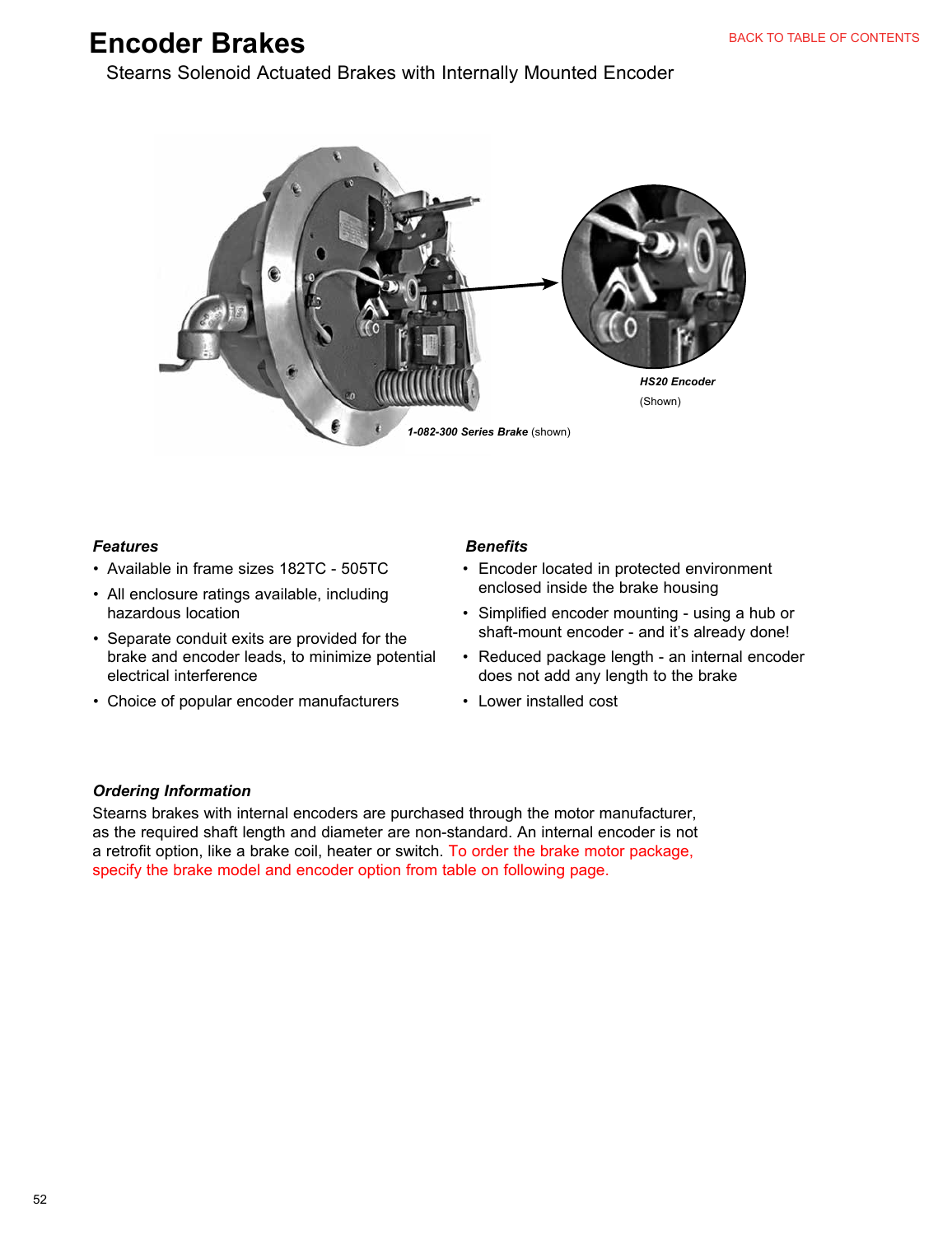# Encoder Brakes

Stearns Solenoid Actuated Brakes with Internally Mounted Encoder

***HS20 Encoder*** (Shown)

***1-082-300 Series Brake*** (shown)

### *Features*

- Available in frame sizes 182TC - 505TC
- All enclosure ratings available, including hazardous location
- Separate conduit exits are provided for the brake and encoder leads, to minimize potential electrical interference
- Choice of popular encoder manufacturers

### *Benefits*

- Encoder located in protected environment enclosed inside the brake housing
- Simplified encoder mounting - using a hub or shaft-mount encoder - and it's already done!
- Reduced package length - an internal encoder does not add any length to the brake
- Lower installed cost

### *Ordering Information*

Stearns brakes with internal encoders are purchased through the motor manufacturer, as the required shaft length and diameter are non-standard. An internal encoder is not a retrofit option, like a brake coil, heater or switch. To order the brake motor package, specify the brake model and encoder option from table on following page.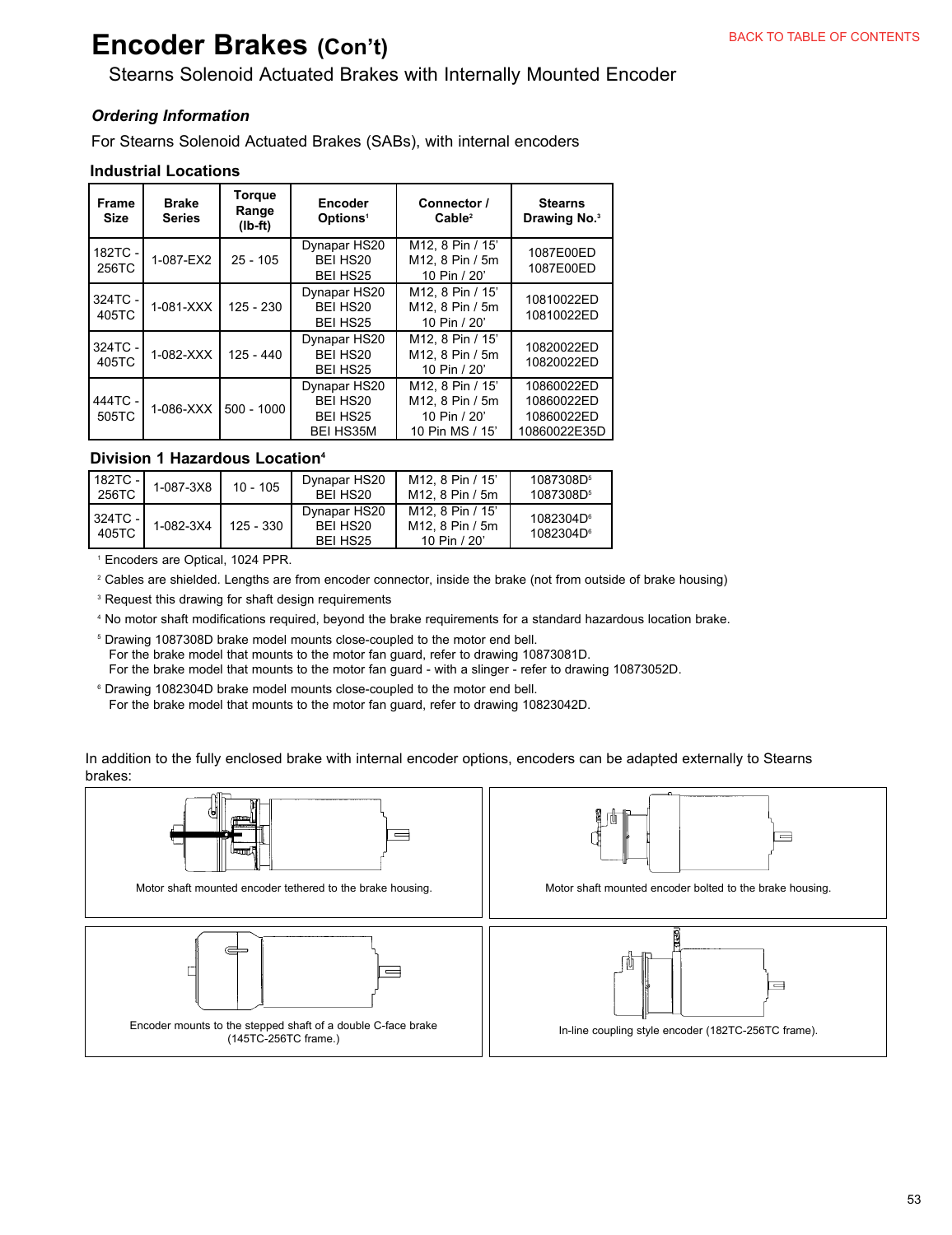# Encoder Brakes (Con't)

Stearns Solenoid Actuated Brakes with Internally Mounted Encoder

### *Ordering Information*

For Stearns Solenoid Actuated Brakes (SABs), with internal encoders

### Industrial Locations

| Frame Size | Brake Series | Torque Range (lb-ft) | Encoder Options[1] | Connector / Cable[2] | Stearns Drawing No.[3] |
|---|---|---|---|---|---|
| 182TC - 256TC | 1-087-EX2 | 25 - 105 | Dynapar HS20<br>BEI HS20<br>BEI HS25 | M12, 8 Pin / 15'<br>M12, 8 Pin / 5m<br>10 Pin / 20' | 1087E00ED<br>1087E00ED |
| 324TC - 405TC | 1-081-XXX | 125 - 230 | Dynapar HS20<br>BEI HS20<br>BEI HS25 | M12, 8 Pin / 15'<br>M12, 8 Pin / 5m<br>10 Pin / 20' | 10810022ED<br>10810022ED |
| 324TC - 405TC | 1-082-XXX | 125 - 440 | Dynapar HS20<br>BEI HS20<br>BEI HS25 | M12, 8 Pin / 15'<br>M12, 8 Pin / 5m<br>10 Pin / 20' | 10820022ED<br>10820022ED |
| 444TC - 505TC | 1-086-XXX | 500 - 1000 | Dynapar HS20<br>BEI HS20<br>BEI HS25<br>BEI HS35M | M12, 8 Pin / 15'<br>M12, 8 Pin / 5m<br>10 Pin / 20'<br>10 Pin MS / 15' | 10860022ED<br>10860022ED<br>10860022ED<br>10860022E35D |

### Division 1 Hazardous Location[4]

| Frame Size | Brake Series | Torque Range (lb-ft) | Encoder Options[1] | Connector / Cable[2] | Stearns Drawing No.[3] |
|---|---|---|---|---|---|
| 182TC - 256TC | 1-087-3X8 | 10 - 105 | Dynapar HS20<br>BEI HS20 | M12, 8 Pin / 15'<br>M12, 8 Pin / 5m | 1087308D[5]<br>1087308D[5] |
| 324TC - 405TC | 1-082-3X4 | 125 - 330 | Dynapar HS20<br>BEI HS20<br>BEI HS25 | M12, 8 Pin / 15'<br>M12, 8 Pin / 5m<br>10 Pin / 20' | 1082304D[6]<br>1082304D[6] |

[1] Encoders are Optical, 1024 PPR.

[2] Cables are shielded. Lengths are from encoder connector, inside the brake (not from outside of brake housing)

[3] Request this drawing for shaft design requirements

[4] No motor shaft modifications required, beyond the brake requirements for a standard hazardous location brake.

[5] Drawing 1087308D brake model mounts close-coupled to the motor end bell.
For the brake model that mounts to the motor fan guard, refer to drawing 10873081D.
For the brake model that mounts to the motor fan guard - with a slinger - refer to drawing 10873052D.

[6] Drawing 1082304D brake model mounts close-coupled to the motor end bell.
For the brake model that mounts to the motor fan guard, refer to drawing 10823042D.

In addition to the fully enclosed brake with internal encoder options, encoders can be adapted externally to Stearns brakes:

Motor shaft mounted encoder tethered to the brake housing.

Motor shaft mounted encoder bolted to the brake housing.

Encoder mounts to the stepped shaft of a double C-face brake (145TC-256TC frame.)

In-line coupling style encoder (182TC-256TC frame).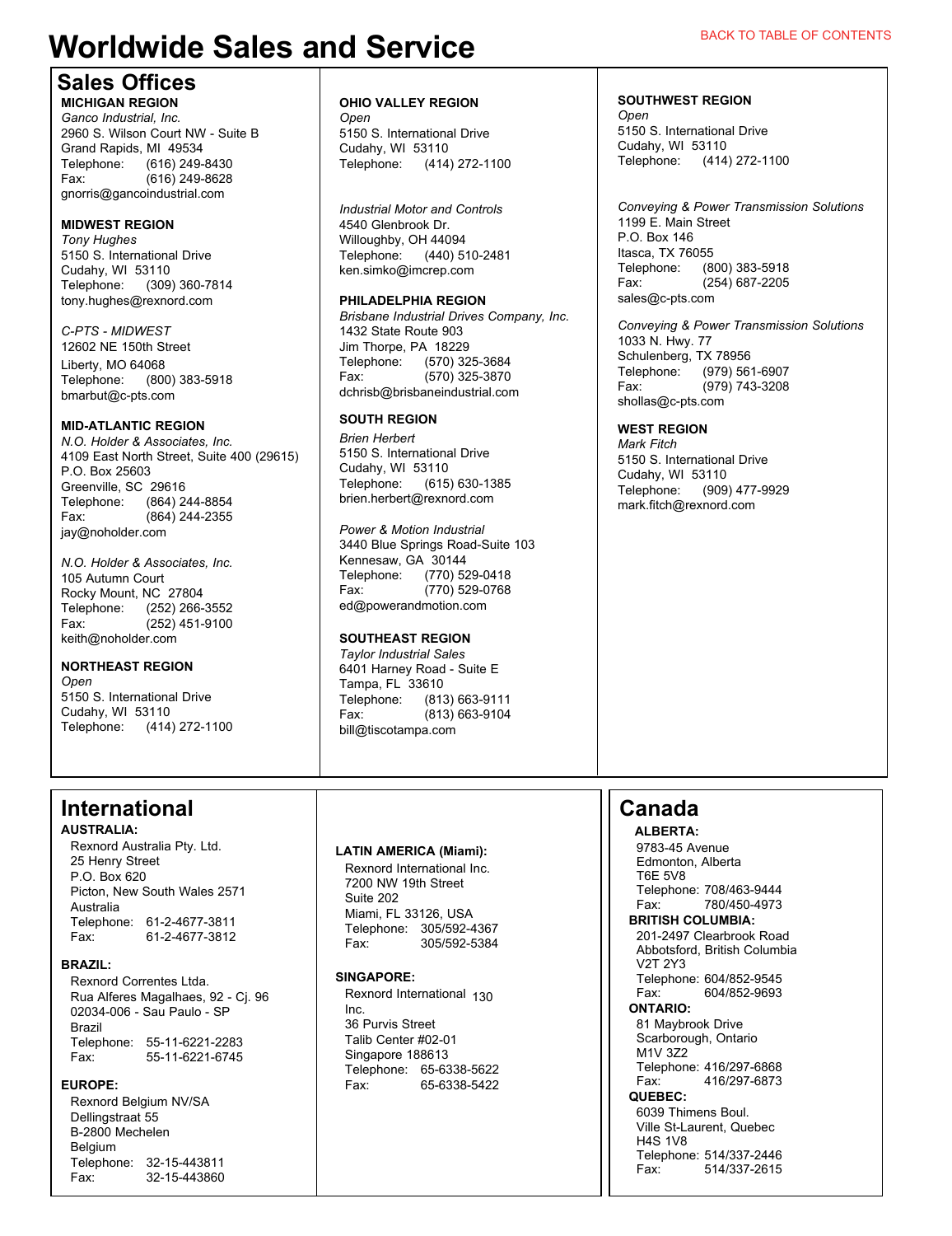# Worldwide Sales and Service

BACK TO TABLE OF CONTENTS

## Sales Offices

**MICHIGAN REGION**
*Ganco Industrial, Inc.*
2960 S. Wilson Court NW - Suite B
Grand Rapids, MI 49534
Telephone: (616) 249-8430
Fax: (616) 249-8628
gnorris@gancoindustrial.com

**MIDWEST REGION**
*Tony Hughes*
5150 S. International Drive
Cudahy, WI 53110
Telephone: (309) 360-7814
tony.hughes@rexnord.com

*C-PTS - MIDWEST*
12602 NE 150th Street
Liberty, MO 64068
Telephone: (800) 383-5918
bmarbut@c-pts.com

**MID-ATLANTIC REGION**
*N.O. Holder & Associates, Inc.*
4109 East North Street, Suite 400 (29615)
P.O. Box 25603
Greenville, SC 29616
Telephone: (864) 244-8854
Fax: (864) 244-2355
jay@noholder.com

*N.O. Holder & Associates, Inc.*
105 Autumn Court
Rocky Mount, NC 27804
Telephone: (252) 266-3552
Fax: (252) 451-9100
keith@noholder.com

**NORTHEAST REGION**
*Open*
5150 S. International Drive
Cudahy, WI 53110
Telephone: (414) 272-1100

**OHIO VALLEY REGION**
*Open*
5150 S. International Drive
Cudahy, WI 53110
Telephone: (414) 272-1100

*Industrial Motor and Controls*
4540 Glenbrook Dr.
Willoughby, OH 44094
Telephone: (440) 510-2481
ken.simko@imcrep.com

**PHILADELPHIA REGION**
*Brisbane Industrial Drives Company, Inc.*
1432 State Route 903
Jim Thorpe, PA 18229
Telephone: (570) 325-3684
Fax: (570) 325-3870
dchrisb@brisbaneindustrial.com

**SOUTH REGION**
*Brien Herbert*
5150 S. International Drive
Cudahy, WI 53110
Telephone: (615) 630-1385
brien.herbert@rexnord.com

*Power & Motion Industrial*
3440 Blue Springs Road-Suite 103
Kennesaw, GA 30144
Telephone: (770) 529-0418
Fax: (770) 529-0768
ed@powerandmotion.com

**SOUTHEAST REGION**
*Taylor Industrial Sales*
6401 Harney Road - Suite E
Tampa, FL 33610
Telephone: (813) 663-9111
Fax: (813) 663-9104
bill@tiscotampa.com

**SOUTHWEST REGION**
*Open*
5150 S. International Drive
Cudahy, WI 53110
Telephone: (414) 272-1100

*Conveying & Power Transmission Solutions*
1199 E. Main Street
P.O. Box 146
Itasca, TX 76055
Telephone: (800) 383-5918
Fax: (254) 687-2205
sales@c-pts.com

*Conveying & Power Transmission Solutions*
1033 N. Hwy. 77
Schulenberg, TX 78956
Telephone: (979) 561-6907
Fax: (979) 743-3208
shollas@c-pts.com

**WEST REGION**
*Mark Fitch*
5150 S. International Drive
Cudahy, WI 53110
Telephone: (909) 477-9929
mark.fitch@rexnord.com

## International

**AUSTRALIA:**
Rexnord Australia Pty. Ltd.
25 Henry Street
P.O. Box 620
Picton, New South Wales 2571
Australia
Telephone: 61-2-4677-3811
Fax: 61-2-4677-3812

**BRAZIL:**
Rexnord Correntes Ltda.
Rua Alferes Magalhaes, 92 - Cj. 96
02034-006 - Sau Paulo - SP
Brazil
Telephone: 55-11-6221-2283
Fax: 55-11-6221-6745

**EUROPE:**
Rexnord Belgium NV/SA
Dellingstraat 55
B-2800 Mechelen
Belgium
Telephone: 32-15-443811
Fax: 32-15-443860

**LATIN AMERICA (Miami):**
Rexnord International Inc.
7200 NW 19th Street
Suite 202
Miami, FL 33126, USA
Telephone: 305/592-4367
Fax: 305/592-5384

**SINGAPORE:**
Rexnord International Inc.
36 Purvis Street
Talib Center #02-01
Singapore 188613
Telephone: 65-6338-5622
Fax: 65-6338-5422

## Canada

**ALBERTA:**
9783-45 Avenue
Edmonton, Alberta
T6E 5V8
Telephone: 708/463-9444
Fax: 780/450-4973

**BRITISH COLUMBIA:**
201-2497 Clearbrook Road
Abbotsford, British Columbia
V2T 2Y3
Telephone: 604/852-9545
Fax: 604/852-9693

**ONTARIO:**
81 Maybrook Drive
Scarborough, Ontario
M1V 3Z2
Telephone: 416/297-6868
Fax: 416/297-6873

**QUEBEC:**
6039 Thimens Boul.
Ville St-Laurent, Quebec
H4S 1V8
Telephone: 514/337-2446
Fax: 514/337-2615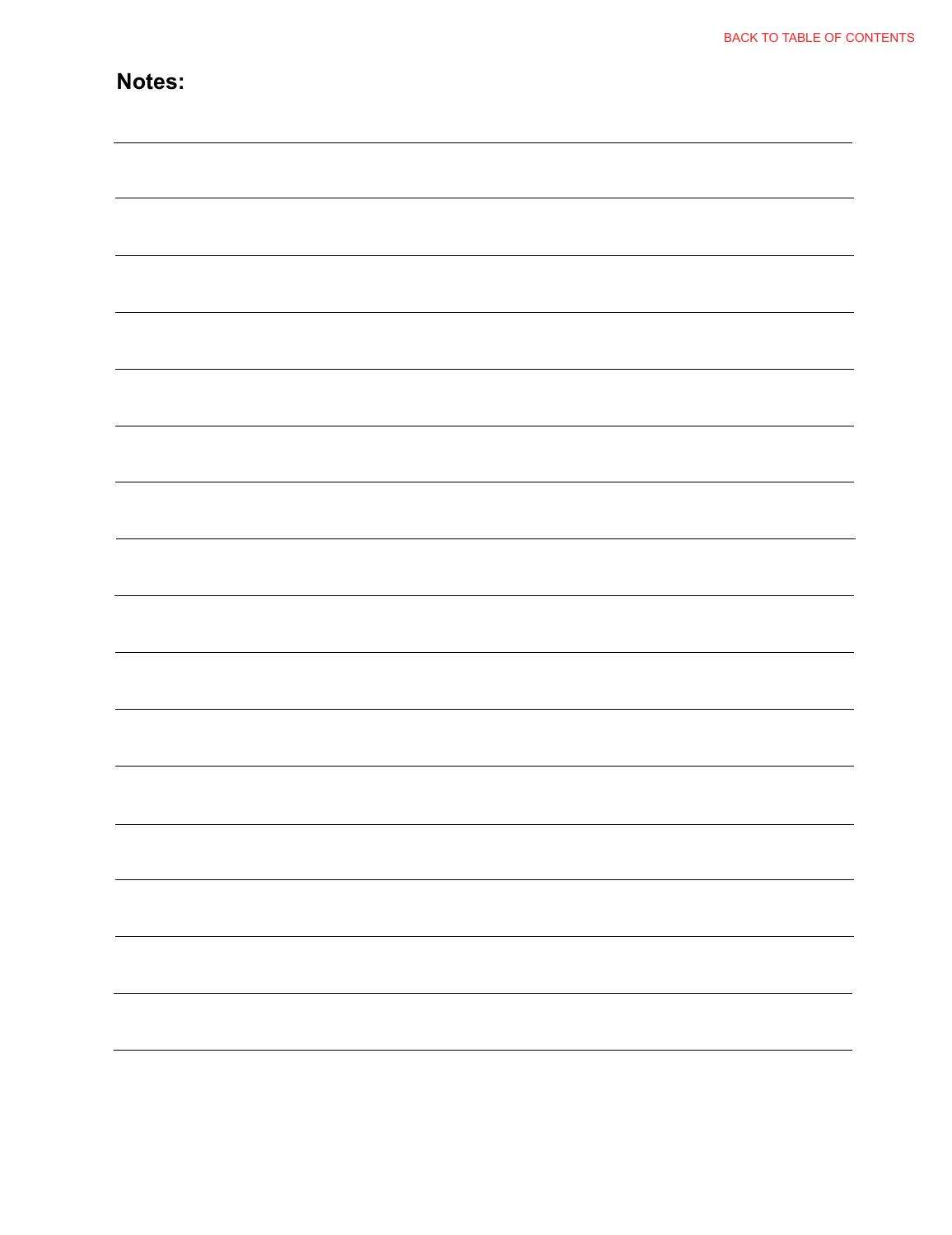BACK TO TABLE OF CONTENTS

**Notes:**